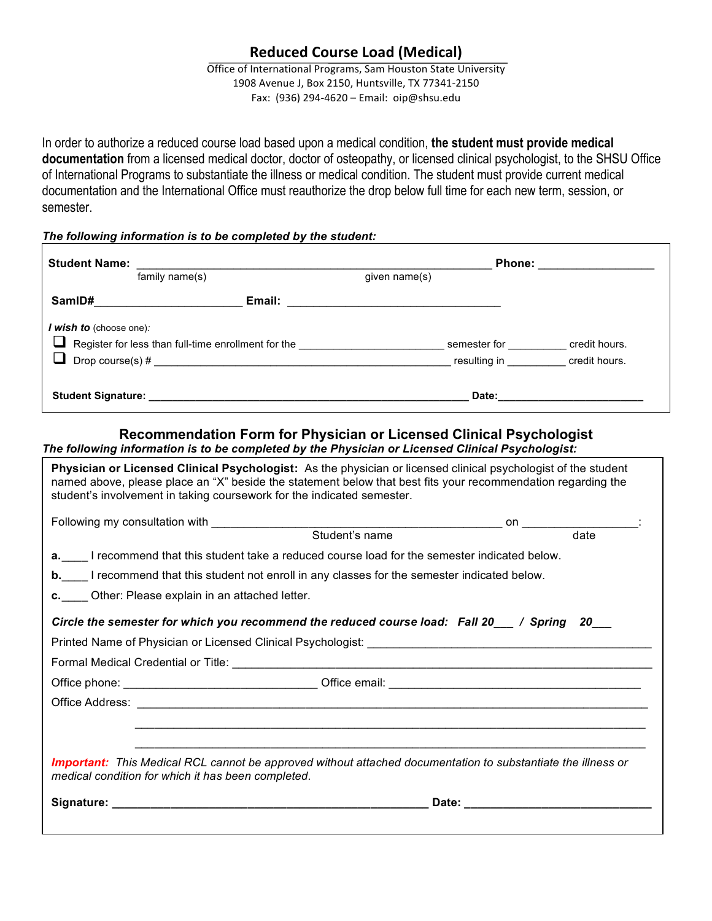# Reduced Course Load (Medical)

Office of International Programs, Sam Houston State University
1908 Avenue J, Box 2150, Huntsville, TX 77341-2150
Fax: (936) 294-4620 – Email: oip@shsu.edu

In order to authorize a reduced course load based upon a medical condition, **the student must provide medical documentation** from a licensed medical doctor, doctor of osteopathy, or licensed clinical psychologist, to the SHSU Office of International Programs to substantiate the illness or medical condition. The student must provide current medical documentation and the International Office must reauthorize the drop below full time for each new term, session, or semester.

***The following information is to be completed by the student:***

**Student Name:** ______________________________________________________ **Phone:** __________________
family name(s) given name(s)

**SamID#**______________________ **Email:** ________________________________

***I wish to*** *(choose one):*

- ❑ Register for less than full-time enrollment for the ______________________ semester for _________ credit hours.
- ❑ Drop course(s) # _____________________________________________ resulting in _________ credit hours.

**Student Signature:** ________________________________________________ **Date:**______________________

## Recommendation Form for Physician or Licensed Clinical Psychologist

***The following information is to be completed by the Physician or Licensed Clinical Psychologist:***

**Physician or Licensed Clinical Psychologist:** As the physician or licensed clinical psychologist of the student named above, please place an "X" beside the statement below that best fits your recommendation regarding the student's involvement in taking coursework for the indicated semester.

Following my consultation with ____________________________________________ on _________________:
Student's name date

**a.**____ I recommend that this student take a reduced course load for the semester indicated below.

**b.**____ I recommend that this student not enroll in any classes for the semester indicated below.

**c.**____ Other: Please explain in an attached letter.

***Circle the semester for which you recommend the reduced course load: Fall 20___ / Spring 20___***

Printed Name of Physician or Licensed Clinical Psychologist: __________________________________________

Formal Medical Credential or Title: ______________________________________________________________

Office phone: _____________________________ Office email: ______________________________________

Office Address: _______________________________________________________________________________

_______________________________________________________________________________

_______________________________________________________________________________

***Important:*** *This Medical RCL cannot be approved without attached documentation to substantiate the illness or medical condition for which it has been completed.*

**Signature:** _______________________________________________ **Date:** ____________________________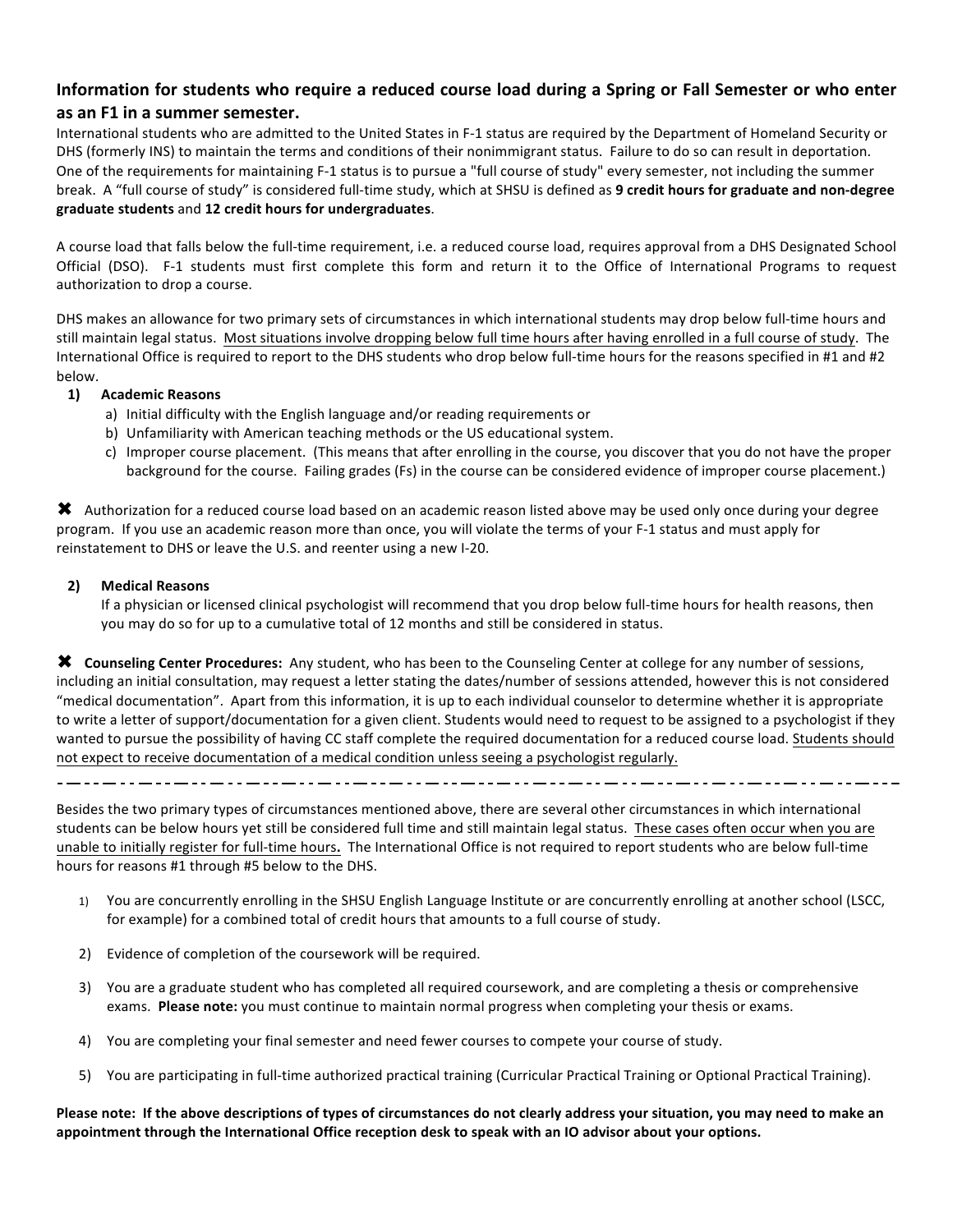## Information for students who require a reduced course load during a Spring or Fall Semester or who enter as an F1 in a summer semester.

International students who are admitted to the United States in F-1 status are required by the Department of Homeland Security or DHS (formerly INS) to maintain the terms and conditions of their nonimmigrant status. Failure to do so can result in deportation. One of the requirements for maintaining F-1 status is to pursue a "full course of study" every semester, not including the summer break. A "full course of study" is considered full-time study, which at SHSU is defined as **9 credit hours for graduate and non-degree graduate students** and **12 credit hours for undergraduates**.

A course load that falls below the full-time requirement, i.e. a reduced course load, requires approval from a DHS Designated School Official (DSO). F-1 students must first complete this form and return it to the Office of International Programs to request authorization to drop a course.

DHS makes an allowance for two primary sets of circumstances in which international students may drop below full-time hours and still maintain legal status. Most situations involve dropping below full time hours after having enrolled in a full course of study. The International Office is required to report to the DHS students who drop below full-time hours for the reasons specified in #1 and #2 below.

1) **Academic Reasons**
   a) Initial difficulty with the English language and/or reading requirements or
   b) Unfamiliarity with American teaching methods or the US educational system.
   c) Improper course placement. (This means that after enrolling in the course, you discover that you do not have the proper background for the course. Failing grades (Fs) in the course can be considered evidence of improper course placement.)

✖ Authorization for a reduced course load based on an academic reason listed above may be used only once during your degree program. If you use an academic reason more than once, you will violate the terms of your F-1 status and must apply for reinstatement to DHS or leave the U.S. and reenter using a new I-20.

2) **Medical Reasons**
   If a physician or licensed clinical psychologist will recommend that you drop below full-time hours for health reasons, then you may do so for up to a cumulative total of 12 months and still be considered in status.

✖ **Counseling Center Procedures:** Any student, who has been to the Counseling Center at college for any number of sessions, including an initial consultation, may request a letter stating the dates/number of sessions attended, however this is not considered "medical documentation". Apart from this information, it is up to each individual counselor to determine whether it is appropriate to write a letter of support/documentation for a given client. Students would need to request to be assigned to a psychologist if they wanted to pursue the possibility of having CC staff complete the required documentation for a reduced course load. Students should not expect to receive documentation of a medical condition unless seeing a psychologist regularly.

---

Besides the two primary types of circumstances mentioned above, there are several other circumstances in which international students can be below hours yet still be considered full time and still maintain legal status. These cases often occur when you are unable to initially register for full-time hours**.** The International Office is not required to report students who are below full-time hours for reasons #1 through #5 below to the DHS.

1) You are concurrently enrolling in the SHSU English Language Institute or are concurrently enrolling at another school (LSCC, for example) for a combined total of credit hours that amounts to a full course of study.
2) Evidence of completion of the coursework will be required.
3) You are a graduate student who has completed all required coursework, and are completing a thesis or comprehensive exams. **Please note:** you must continue to maintain normal progress when completing your thesis or exams.
4) You are completing your final semester and need fewer courses to compete your course of study.
5) You are participating in full-time authorized practical training (Curricular Practical Training or Optional Practical Training).

**Please note: If the above descriptions of types of circumstances do not clearly address your situation, you may need to make an appointment through the International Office reception desk to speak with an IO advisor about your options.**